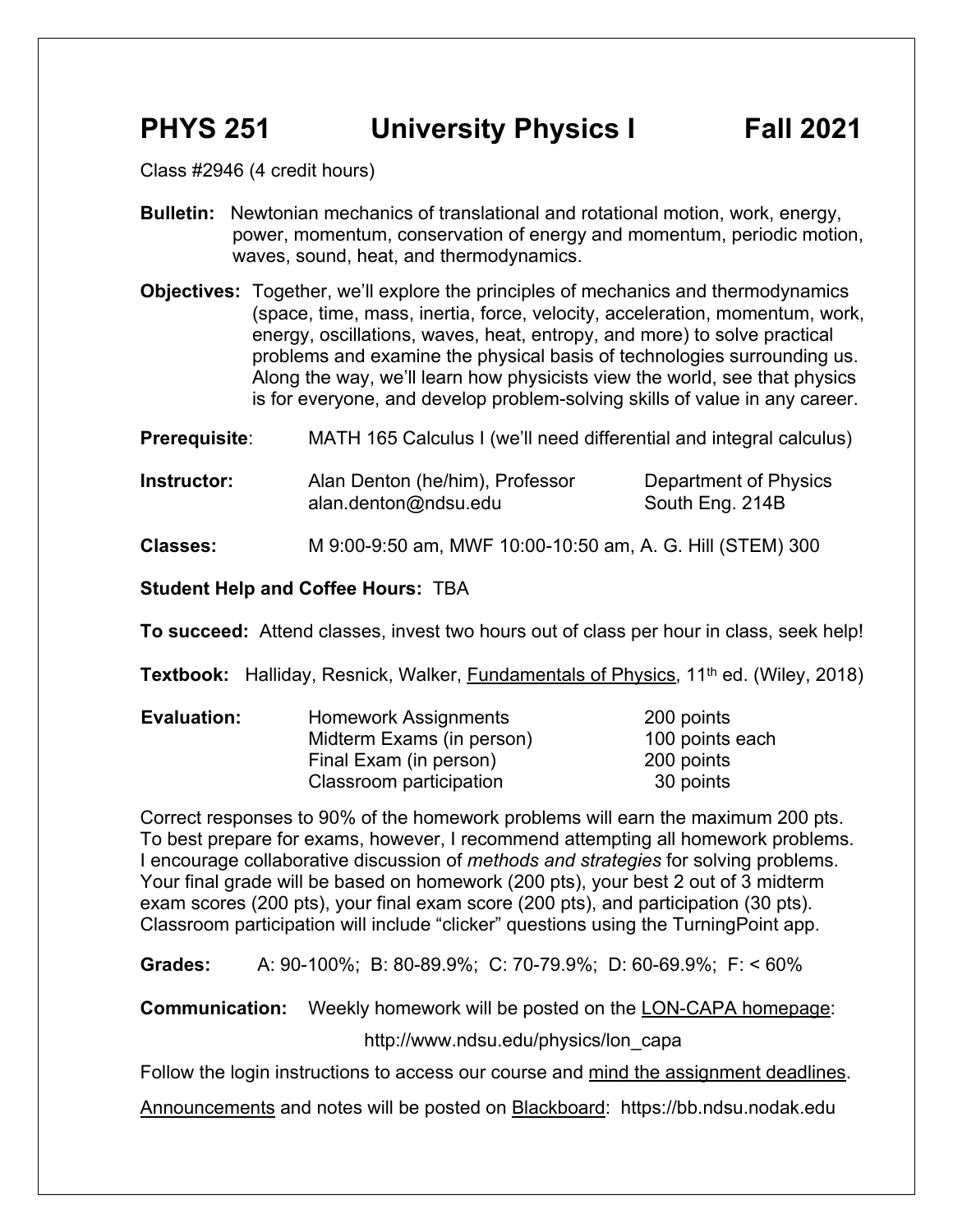# PHYS 251 University Physics I Fall 2021

Class #2946 (4 credit hours)

**Bulletin:** Newtonian mechanics of translational and rotational motion, work, energy, power, momentum, conservation of energy and momentum, periodic motion, waves, sound, heat, and thermodynamics.

**Objectives:** Together, we'll explore the principles of mechanics and thermodynamics (space, time, mass, inertia, force, velocity, acceleration, momentum, work, energy, oscillations, waves, heat, entropy, and more) to solve practical problems and examine the physical basis of technologies surrounding us. Along the way, we'll learn how physicists view the world, see that physics is for everyone, and develop problem-solving skills of value in any career.

**Prerequisite**: MATH 165 Calculus I (we'll need differential and integral calculus)

**Instructor:** Alan Denton (he/him), Professor, Department of Physics
alan.denton@ndsu.edu, South Eng. 214B

**Classes:** M 9:00-9:50 am, MWF 10:00-10:50 am, A. G. Hill (STEM) 300

**Student Help and Coffee Hours:** TBA

**To succeed:** Attend classes, invest two hours out of class per hour in class, seek help!

**Textbook:** Halliday, Resnick, Walker, Fundamentals of Physics, 11th ed. (Wiley, 2018)

**Evaluation:**

| | |
|---|---|
| Homework Assignments | 200 points |
| Midterm Exams (in person) | 100 points each |
| Final Exam (in person) | 200 points |
| Classroom participation | 30 points |

Correct responses to 90% of the homework problems will earn the maximum 200 pts. To best prepare for exams, however, I recommend attempting all homework problems. I encourage collaborative discussion of *methods and strategies* for solving problems. Your final grade will be based on homework (200 pts), your best 2 out of 3 midterm exam scores (200 pts), your final exam score (200 pts), and participation (30 pts). Classroom participation will include "clicker" questions using the TurningPoint app.

**Grades:** A: 90-100%; B: 80-89.9%; C: 70-79.9%; D: 60-69.9%; F: < 60%

**Communication:** Weekly homework will be posted on the LON-CAPA homepage:

http://www.ndsu.edu/physics/lon_capa

Follow the login instructions to access our course and mind the assignment deadlines.

Announcements and notes will be posted on Blackboard: https://bb.ndsu.nodak.edu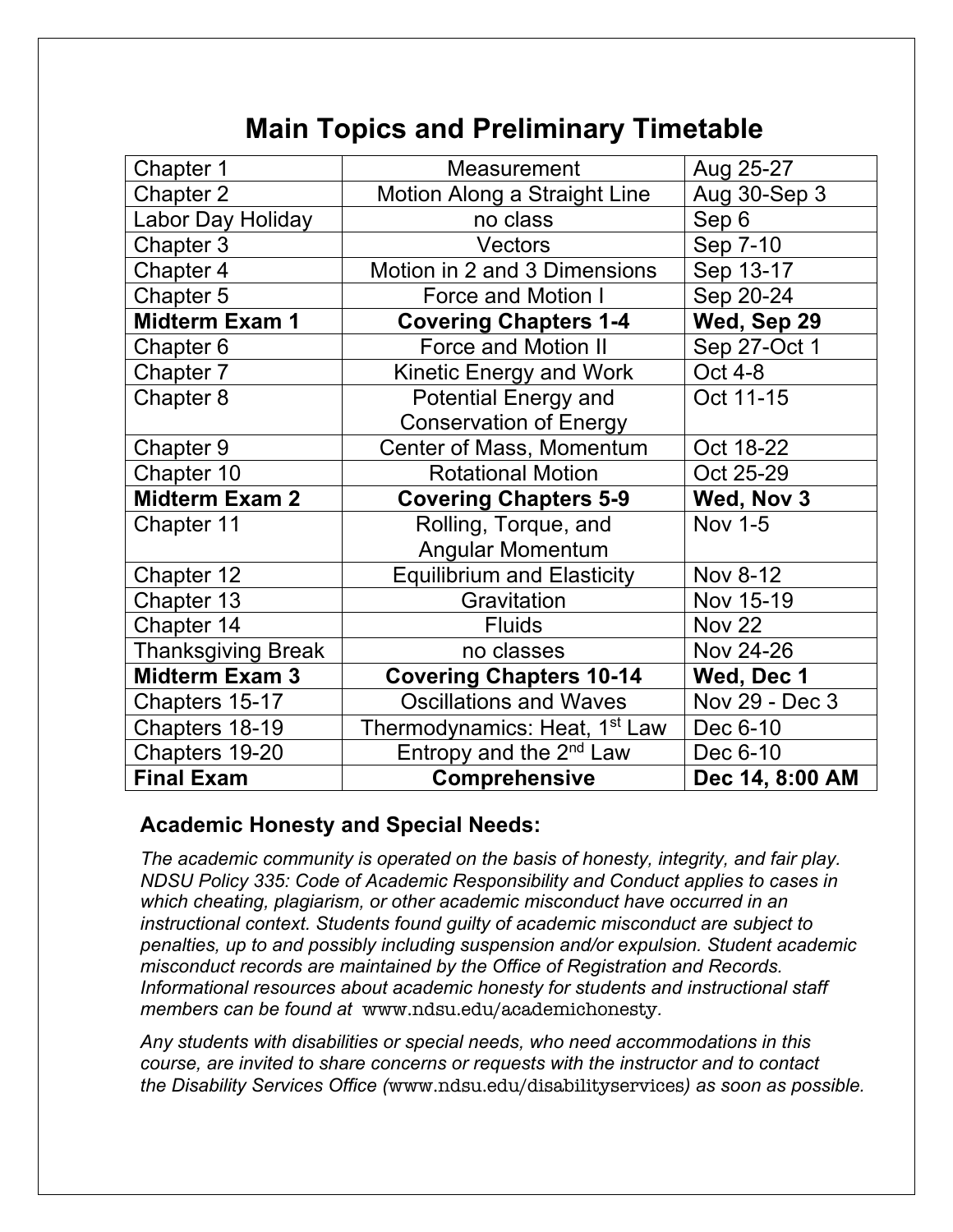## Main Topics and Preliminary Timetable

| | | |
|---|---|---|
| Chapter 1 | Measurement | Aug 25-27 |
| Chapter 2 | Motion Along a Straight Line | Aug 30-Sep 3 |
| Labor Day Holiday | no class | Sep 6 |
| Chapter 3 | Vectors | Sep 7-10 |
| Chapter 4 | Motion in 2 and 3 Dimensions | Sep 13-17 |
| Chapter 5 | Force and Motion I | Sep 20-24 |
| **Midterm Exam 1** | **Covering Chapters 1-4** | **Wed, Sep 29** |
| Chapter 6 | Force and Motion II | Sep 27-Oct 1 |
| Chapter 7 | Kinetic Energy and Work | Oct 4-8 |
| Chapter 8 | Potential Energy and Conservation of Energy | Oct 11-15 |
| Chapter 9 | Center of Mass, Momentum | Oct 18-22 |
| Chapter 10 | Rotational Motion | Oct 25-29 |
| **Midterm Exam 2** | **Covering Chapters 5-9** | **Wed, Nov 3** |
| Chapter 11 | Rolling, Torque, and Angular Momentum | Nov 1-5 |
| Chapter 12 | Equilibrium and Elasticity | Nov 8-12 |
| Chapter 13 | Gravitation | Nov 15-19 |
| Chapter 14 | Fluids | Nov 22 |
| Thanksgiving Break | no classes | Nov 24-26 |
| **Midterm Exam 3** | **Covering Chapters 10-14** | **Wed, Dec 1** |
| Chapters 15-17 | Oscillations and Waves | Nov 29 - Dec 3 |
| Chapters 18-19 | Thermodynamics: Heat, 1st Law | Dec 6-10 |
| Chapters 19-20 | Entropy and the 2nd Law | Dec 6-10 |
| **Final Exam** | **Comprehensive** | **Dec 14, 8:00 AM** |

### Academic Honesty and Special Needs:

*The academic community is operated on the basis of honesty, integrity, and fair play. NDSU Policy 335: Code of Academic Responsibility and Conduct applies to cases in which cheating, plagiarism, or other academic misconduct have occurred in an instructional context. Students found guilty of academic misconduct are subject to penalties, up to and possibly including suspension and/or expulsion. Student academic misconduct records are maintained by the Office of Registration and Records. Informational resources about academic honesty for students and instructional staff members can be found at* www.ndsu.edu/academichonesty.

*Any students with disabilities or special needs, who need accommodations in this course, are invited to share concerns or requests with the instructor and to contact the Disability Services Office (*www.ndsu.edu/disabilityservices*) as soon as possible.*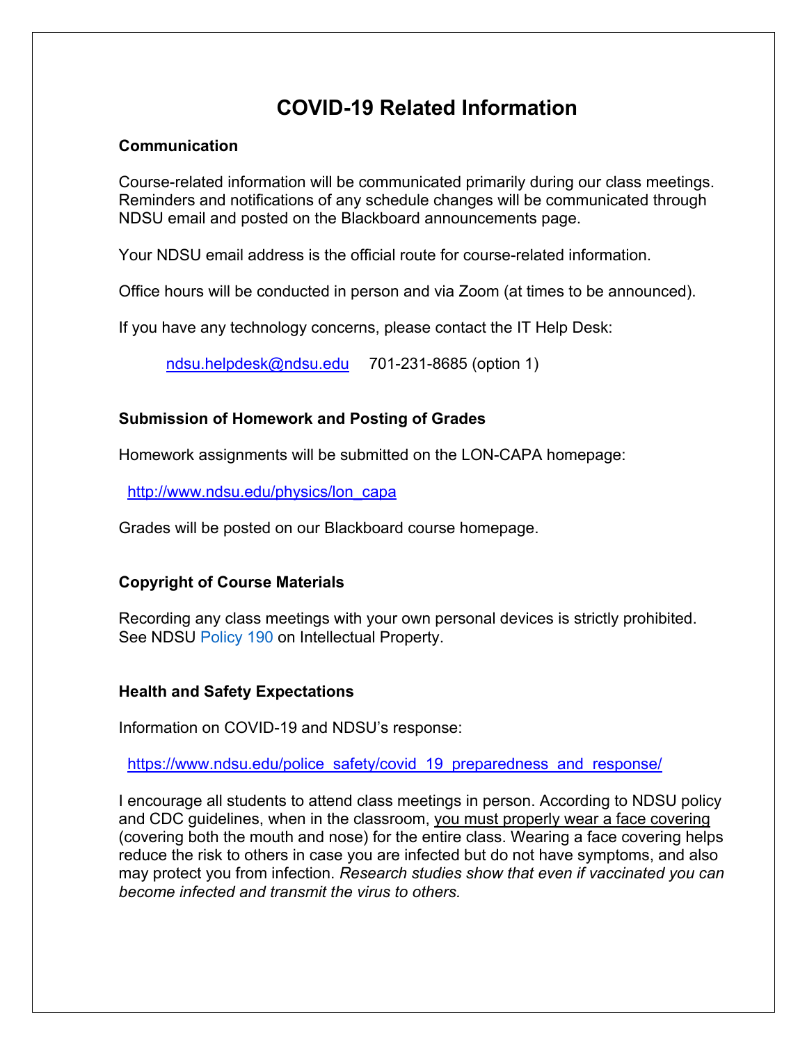# COVID-19 Related Information

### Communication

Course-related information will be communicated primarily during our class meetings. Reminders and notifications of any schedule changes will be communicated through NDSU email and posted on the Blackboard announcements page.

Your NDSU email address is the official route for course-related information.

Office hours will be conducted in person and via Zoom (at times to be announced).

If you have any technology concerns, please contact the IT Help Desk:

ndsu.helpdesk@ndsu.edu     701-231-8685 (option 1)

### Submission of Homework and Posting of Grades

Homework assignments will be submitted on the LON-CAPA homepage:

http://www.ndsu.edu/physics/lon_capa

Grades will be posted on our Blackboard course homepage.

### Copyright of Course Materials

Recording any class meetings with your own personal devices is strictly prohibited. See NDSU Policy 190 on Intellectual Property.

### Health and Safety Expectations

Information on COVID-19 and NDSU's response:

https://www.ndsu.edu/police_safety/covid_19_preparedness_and_response/

I encourage all students to attend class meetings in person. According to NDSU policy and CDC guidelines, when in the classroom, you must properly wear a face covering (covering both the mouth and nose) for the entire class. Wearing a face covering helps reduce the risk to others in case you are infected but do not have symptoms, and also may protect you from infection. *Research studies show that even if vaccinated you can become infected and transmit the virus to others.*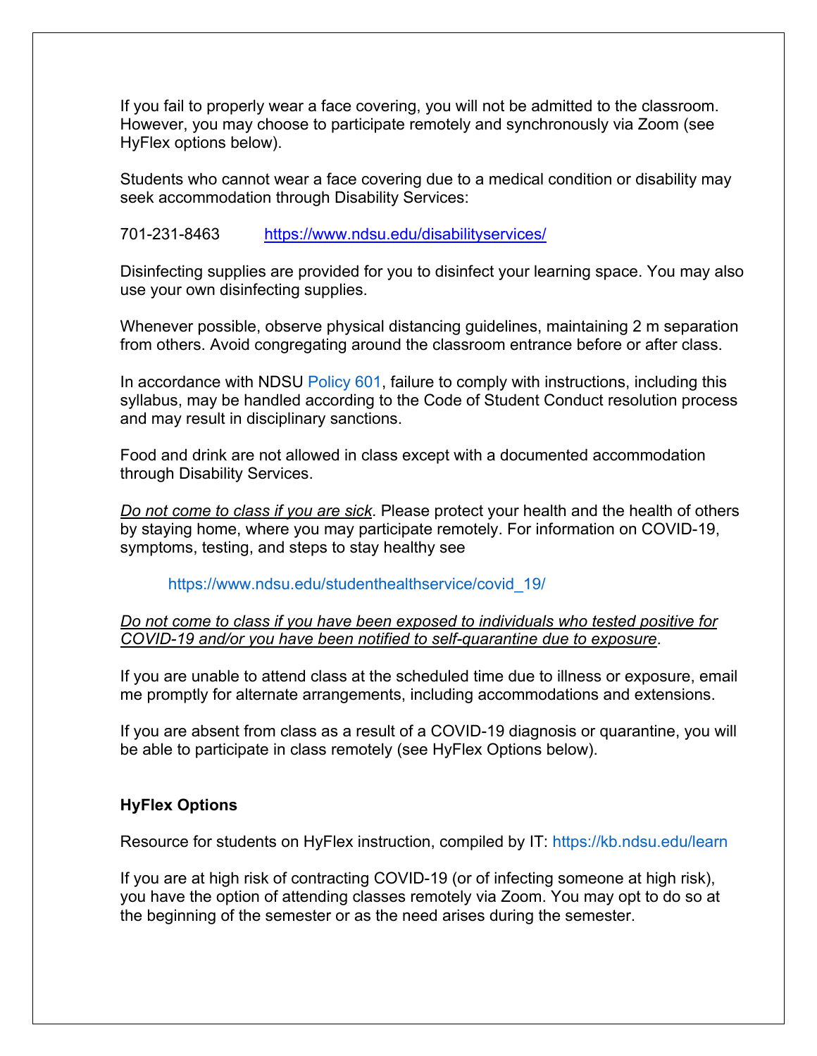If you fail to properly wear a face covering, you will not be admitted to the classroom. However, you may choose to participate remotely and synchronously via Zoom (see HyFlex options below).

Students who cannot wear a face covering due to a medical condition or disability may seek accommodation through Disability Services:

701-231-8463 https://www.ndsu.edu/disabilityservices/

Disinfecting supplies are provided for you to disinfect your learning space. You may also use your own disinfecting supplies.

Whenever possible, observe physical distancing guidelines, maintaining 2 m separation from others. Avoid congregating around the classroom entrance before or after class.

In accordance with NDSU Policy 601, failure to comply with instructions, including this syllabus, may be handled according to the Code of Student Conduct resolution process and may result in disciplinary sanctions.

Food and drink are not allowed in class except with a documented accommodation through Disability Services.

*Do not come to class if you are sick*. Please protect your health and the health of others by staying home, where you may participate remotely. For information on COVID-19, symptoms, testing, and steps to stay healthy see

https://www.ndsu.edu/studenthealthservice/covid_19/

*Do not come to class if you have been exposed to individuals who tested positive for COVID-19 and/or you have been notified to self-quarantine due to exposure*.

If you are unable to attend class at the scheduled time due to illness or exposure, email me promptly for alternate arrangements, including accommodations and extensions.

If you are absent from class as a result of a COVID-19 diagnosis or quarantine, you will be able to participate in class remotely (see HyFlex Options below).

**HyFlex Options**

Resource for students on HyFlex instruction, compiled by IT: https://kb.ndsu.edu/learn

If you are at high risk of contracting COVID-19 (or of infecting someone at high risk), you have the option of attending classes remotely via Zoom. You may opt to do so at the beginning of the semester or as the need arises during the semester.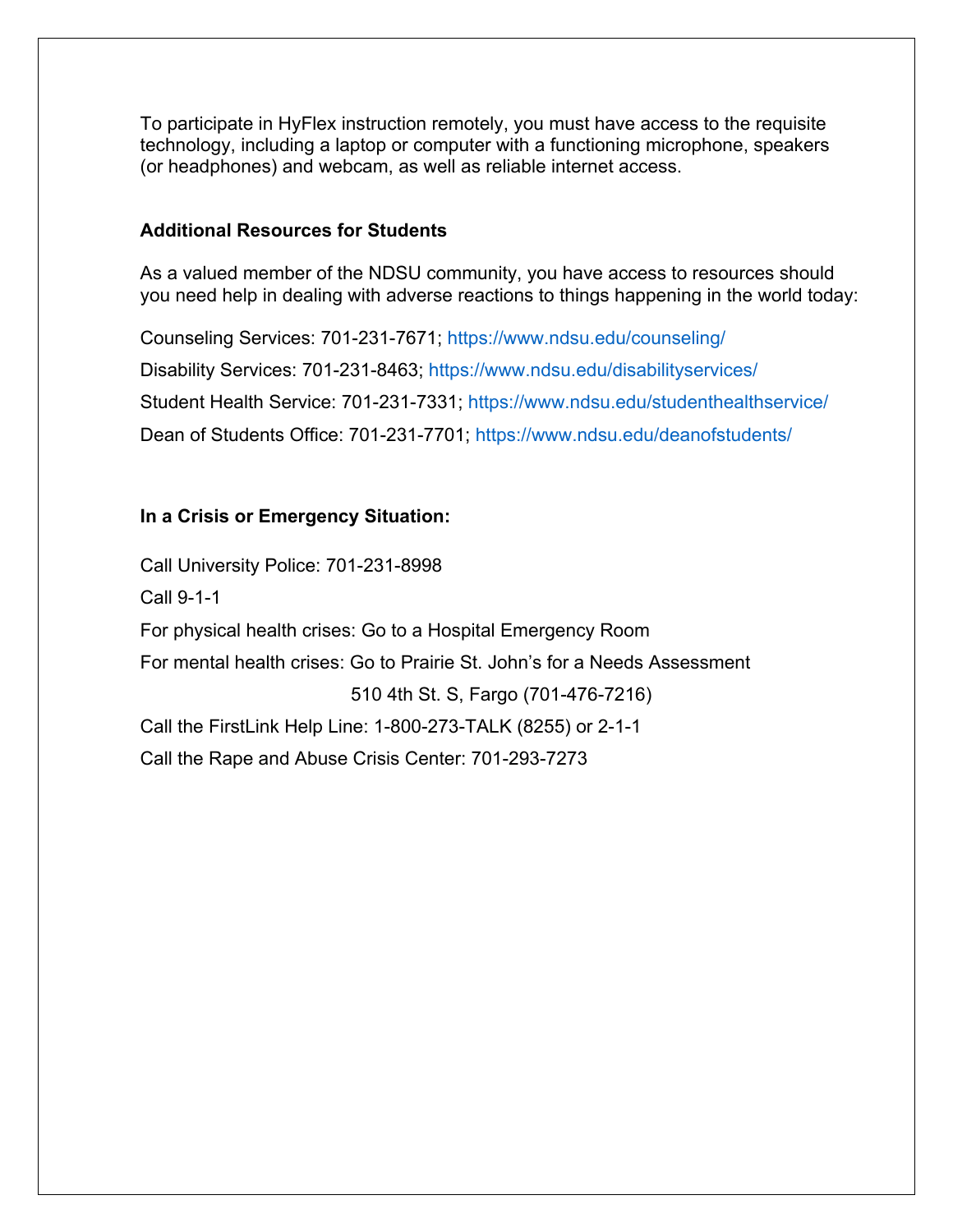To participate in HyFlex instruction remotely, you must have access to the requisite technology, including a laptop or computer with a functioning microphone, speakers (or headphones) and webcam, as well as reliable internet access.

**Additional Resources for Students**

As a valued member of the NDSU community, you have access to resources should you need help in dealing with adverse reactions to things happening in the world today:

Counseling Services: 701-231-7671; https://www.ndsu.edu/counseling/

Disability Services: 701-231-8463; https://www.ndsu.edu/disabilityservices/

Student Health Service: 701-231-7331; https://www.ndsu.edu/studenthealthservice/

Dean of Students Office: 701-231-7701; https://www.ndsu.edu/deanofstudents/

**In a Crisis or Emergency Situation:**

Call University Police: 701-231-8998

Call 9-1-1

For physical health crises: Go to a Hospital Emergency Room

For mental health crises: Go to Prairie St. John's for a Needs Assessment
510 4th St. S, Fargo (701-476-7216)

Call the FirstLink Help Line: 1-800-273-TALK (8255) or 2-1-1

Call the Rape and Abuse Crisis Center: 701-293-7273